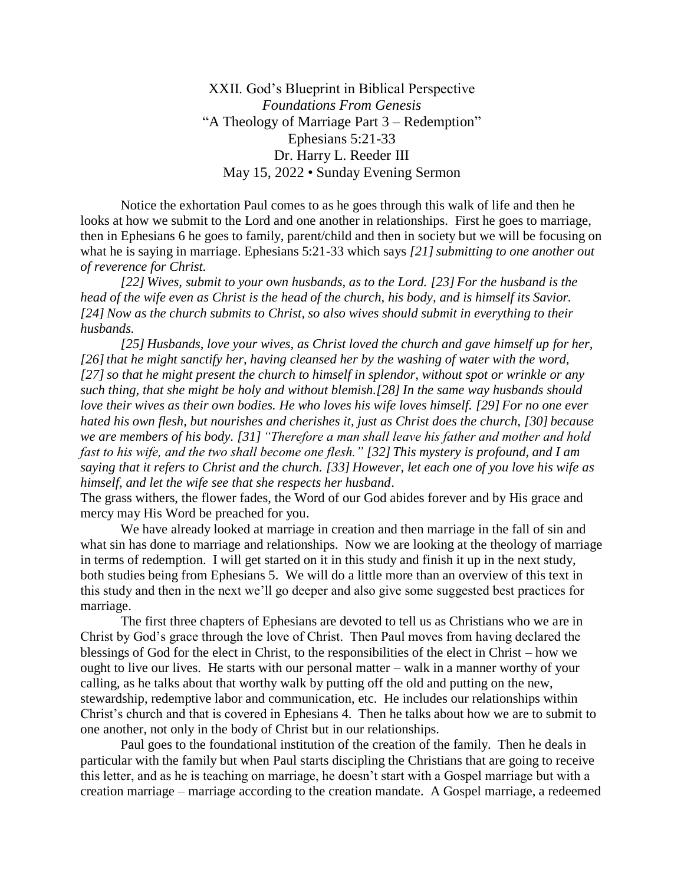XXII. God's Blueprint in Biblical Perspective
*Foundations From Genesis*
"A Theology of Marriage Part 3 – Redemption"
Ephesians 5:21-33
Dr. Harry L. Reeder III
May 15, 2022 • Sunday Evening Sermon

Notice the exhortation Paul comes to as he goes through this walk of life and then he looks at how we submit to the Lord and one another in relationships. First he goes to marriage, then in Ephesians 6 he goes to family, parent/child and then in society but we will be focusing on what he is saying in marriage. Ephesians 5:21-33 which says *[21] submitting to one another out of reverence for Christ.*

*[22] Wives, submit to your own husbands, as to the Lord. [23] For the husband is the head of the wife even as Christ is the head of the church, his body, and is himself its Savior. [24] Now as the church submits to Christ, so also wives should submit in everything to their husbands.*

*[25] Husbands, love your wives, as Christ loved the church and gave himself up for her, [26] that he might sanctify her, having cleansed her by the washing of water with the word, [27] so that he might present the church to himself in splendor, without spot or wrinkle or any such thing, that she might be holy and without blemish.[28] In the same way husbands should love their wives as their own bodies. He who loves his wife loves himself. [29] For no one ever hated his own flesh, but nourishes and cherishes it, just as Christ does the church, [30] because we are members of his body. [31] "Therefore a man shall leave his father and mother and hold fast to his wife, and the two shall become one flesh." [32] This mystery is profound, and I am saying that it refers to Christ and the church. [33] However, let each one of you love his wife as himself, and let the wife see that she respects her husband*.

The grass withers, the flower fades, the Word of our God abides forever and by His grace and mercy may His Word be preached for you.

We have already looked at marriage in creation and then marriage in the fall of sin and what sin has done to marriage and relationships. Now we are looking at the theology of marriage in terms of redemption. I will get started on it in this study and finish it up in the next study, both studies being from Ephesians 5. We will do a little more than an overview of this text in this study and then in the next we'll go deeper and also give some suggested best practices for marriage.

The first three chapters of Ephesians are devoted to tell us as Christians who we are in Christ by God's grace through the love of Christ. Then Paul moves from having declared the blessings of God for the elect in Christ, to the responsibilities of the elect in Christ – how we ought to live our lives. He starts with our personal matter – walk in a manner worthy of your calling, as he talks about that worthy walk by putting off the old and putting on the new, stewardship, redemptive labor and communication, etc. He includes our relationships within Christ's church and that is covered in Ephesians 4. Then he talks about how we are to submit to one another, not only in the body of Christ but in our relationships.

Paul goes to the foundational institution of the creation of the family. Then he deals in particular with the family but when Paul starts discipling the Christians that are going to receive this letter, and as he is teaching on marriage, he doesn't start with a Gospel marriage but with a creation marriage – marriage according to the creation mandate. A Gospel marriage, a redeemed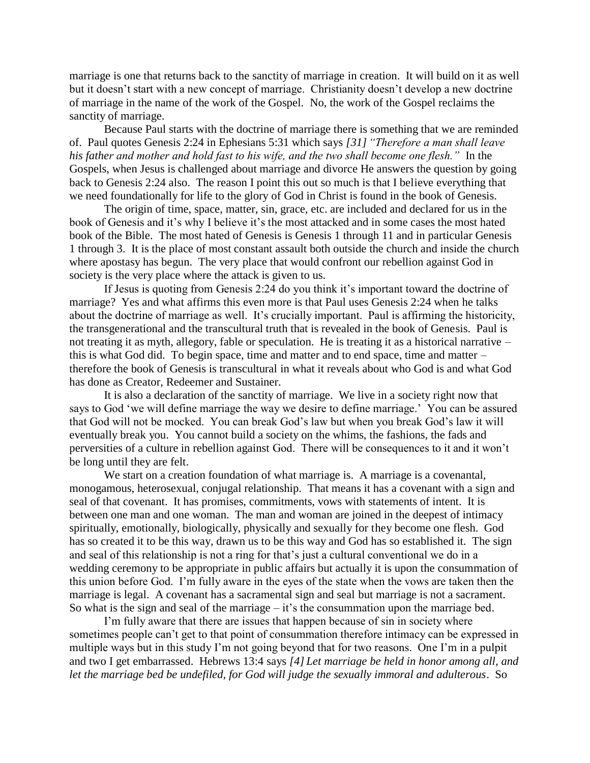marriage is one that returns back to the sanctity of marriage in creation. It will build on it as well but it doesn't start with a new concept of marriage. Christianity doesn't develop a new doctrine of marriage in the name of the work of the Gospel. No, the work of the Gospel reclaims the sanctity of marriage.

Because Paul starts with the doctrine of marriage there is something that we are reminded of. Paul quotes Genesis 2:24 in Ephesians 5:31 which says *[31] "Therefore a man shall leave his father and mother and hold fast to his wife, and the two shall become one flesh."* In the Gospels, when Jesus is challenged about marriage and divorce He answers the question by going back to Genesis 2:24 also. The reason I point this out so much is that I believe everything that we need foundationally for life to the glory of God in Christ is found in the book of Genesis.

The origin of time, space, matter, sin, grace, etc. are included and declared for us in the book of Genesis and it's why I believe it's the most attacked and in some cases the most hated book of the Bible. The most hated of Genesis is Genesis 1 through 11 and in particular Genesis 1 through 3. It is the place of most constant assault both outside the church and inside the church where apostasy has begun. The very place that would confront our rebellion against God in society is the very place where the attack is given to us.

If Jesus is quoting from Genesis 2:24 do you think it's important toward the doctrine of marriage? Yes and what affirms this even more is that Paul uses Genesis 2:24 when he talks about the doctrine of marriage as well. It's crucially important. Paul is affirming the historicity, the transgenerational and the transcultural truth that is revealed in the book of Genesis. Paul is not treating it as myth, allegory, fable or speculation. He is treating it as a historical narrative – this is what God did. To begin space, time and matter and to end space, time and matter – therefore the book of Genesis is transcultural in what it reveals about who God is and what God has done as Creator, Redeemer and Sustainer.

It is also a declaration of the sanctity of marriage. We live in a society right now that says to God 'we will define marriage the way we desire to define marriage.' You can be assured that God will not be mocked. You can break God's law but when you break God's law it will eventually break you. You cannot build a society on the whims, the fashions, the fads and perversities of a culture in rebellion against God. There will be consequences to it and it won't be long until they are felt.

We start on a creation foundation of what marriage is. A marriage is a covenantal, monogamous, heterosexual, conjugal relationship. That means it has a covenant with a sign and seal of that covenant. It has promises, commitments, vows with statements of intent. It is between one man and one woman. The man and woman are joined in the deepest of intimacy spiritually, emotionally, biologically, physically and sexually for they become one flesh. God has so created it to be this way, drawn us to be this way and God has so established it. The sign and seal of this relationship is not a ring for that's just a cultural conventional we do in a wedding ceremony to be appropriate in public affairs but actually it is upon the consummation of this union before God. I'm fully aware in the eyes of the state when the vows are taken then the marriage is legal. A covenant has a sacramental sign and seal but marriage is not a sacrament. So what is the sign and seal of the marriage – it's the consummation upon the marriage bed.

I'm fully aware that there are issues that happen because of sin in society where sometimes people can't get to that point of consummation therefore intimacy can be expressed in multiple ways but in this study I'm not going beyond that for two reasons. One I'm in a pulpit and two I get embarrassed. Hebrews 13:4 says *[4] Let marriage be held in honor among all, and let the marriage bed be undefiled, for God will judge the sexually immoral and adulterous*. So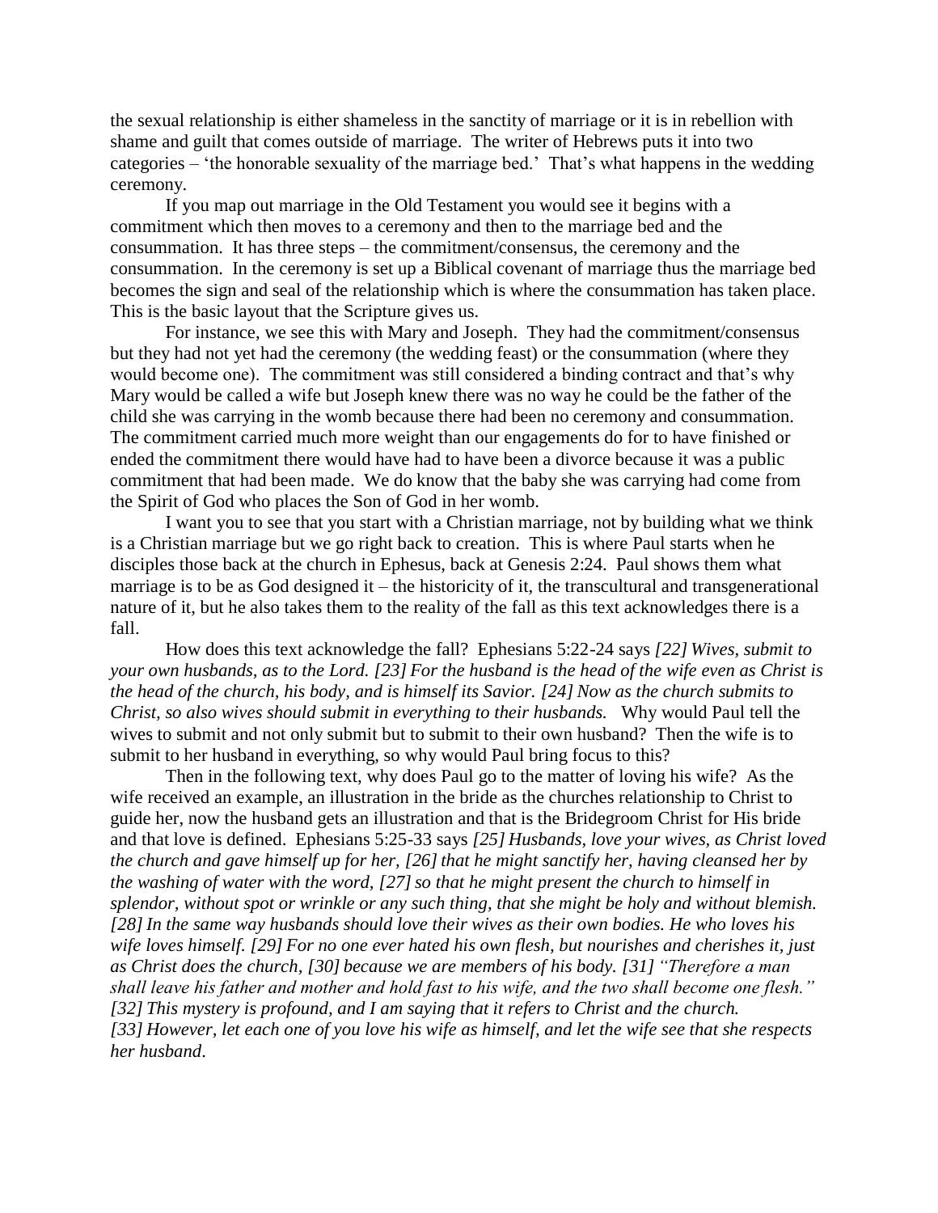the sexual relationship is either shameless in the sanctity of marriage or it is in rebellion with shame and guilt that comes outside of marriage. The writer of Hebrews puts it into two categories – 'the honorable sexuality of the marriage bed.' That's what happens in the wedding ceremony.

If you map out marriage in the Old Testament you would see it begins with a commitment which then moves to a ceremony and then to the marriage bed and the consummation. It has three steps – the commitment/consensus, the ceremony and the consummation. In the ceremony is set up a Biblical covenant of marriage thus the marriage bed becomes the sign and seal of the relationship which is where the consummation has taken place. This is the basic layout that the Scripture gives us.

For instance, we see this with Mary and Joseph. They had the commitment/consensus but they had not yet had the ceremony (the wedding feast) or the consummation (where they would become one). The commitment was still considered a binding contract and that's why Mary would be called a wife but Joseph knew there was no way he could be the father of the child she was carrying in the womb because there had been no ceremony and consummation. The commitment carried much more weight than our engagements do for to have finished or ended the commitment there would have had to have been a divorce because it was a public commitment that had been made. We do know that the baby she was carrying had come from the Spirit of God who places the Son of God in her womb.

I want you to see that you start with a Christian marriage, not by building what we think is a Christian marriage but we go right back to creation. This is where Paul starts when he disciples those back at the church in Ephesus, back at Genesis 2:24. Paul shows them what marriage is to be as God designed it – the historicity of it, the transcultural and transgenerational nature of it, but he also takes them to the reality of the fall as this text acknowledges there is a fall.

How does this text acknowledge the fall? Ephesians 5:22-24 says *[22] Wives, submit to your own husbands, as to the Lord. [23] For the husband is the head of the wife even as Christ is the head of the church, his body, and is himself its Savior. [24] Now as the church submits to Christ, so also wives should submit in everything to their husbands.* Why would Paul tell the wives to submit and not only submit but to submit to their own husband? Then the wife is to submit to her husband in everything, so why would Paul bring focus to this?

Then in the following text, why does Paul go to the matter of loving his wife? As the wife received an example, an illustration in the bride as the churches relationship to Christ to guide her, now the husband gets an illustration and that is the Bridegroom Christ for His bride and that love is defined. Ephesians 5:25-33 says *[25] Husbands, love your wives, as Christ loved the church and gave himself up for her, [26] that he might sanctify her, having cleansed her by the washing of water with the word, [27] so that he might present the church to himself in splendor, without spot or wrinkle or any such thing, that she might be holy and without blemish. [28] In the same way husbands should love their wives as their own bodies. He who loves his wife loves himself. [29] For no one ever hated his own flesh, but nourishes and cherishes it, just as Christ does the church, [30] because we are members of his body. [31] "Therefore a man shall leave his father and mother and hold fast to his wife, and the two shall become one flesh." [32] This mystery is profound, and I am saying that it refers to Christ and the church. [33] However, let each one of you love his wife as himself, and let the wife see that she respects her husband*.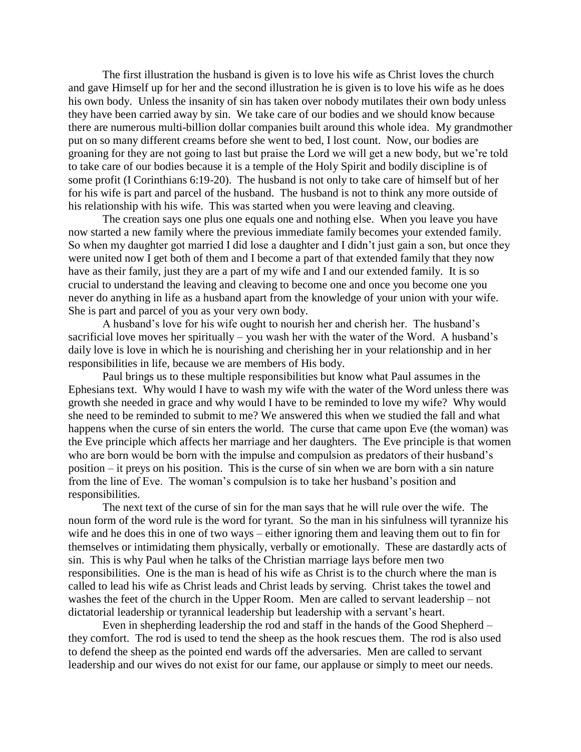The first illustration the husband is given is to love his wife as Christ loves the church and gave Himself up for her and the second illustration he is given is to love his wife as he does his own body. Unless the insanity of sin has taken over nobody mutilates their own body unless they have been carried away by sin. We take care of our bodies and we should know because there are numerous multi-billion dollar companies built around this whole idea. My grandmother put on so many different creams before she went to bed, I lost count. Now, our bodies are groaning for they are not going to last but praise the Lord we will get a new body, but we're told to take care of our bodies because it is a temple of the Holy Spirit and bodily discipline is of some profit (I Corinthians 6:19-20). The husband is not only to take care of himself but of her for his wife is part and parcel of the husband. The husband is not to think any more outside of his relationship with his wife. This was started when you were leaving and cleaving.

The creation says one plus one equals one and nothing else. When you leave you have now started a new family where the previous immediate family becomes your extended family. So when my daughter got married I did lose a daughter and I didn't just gain a son, but once they were united now I get both of them and I become a part of that extended family that they now have as their family, just they are a part of my wife and I and our extended family. It is so crucial to understand the leaving and cleaving to become one and once you become one you never do anything in life as a husband apart from the knowledge of your union with your wife. She is part and parcel of you as your very own body.

A husband's love for his wife ought to nourish her and cherish her. The husband's sacrificial love moves her spiritually – you wash her with the water of the Word. A husband's daily love is love in which he is nourishing and cherishing her in your relationship and in her responsibilities in life, because we are members of His body.

Paul brings us to these multiple responsibilities but know what Paul assumes in the Ephesians text. Why would I have to wash my wife with the water of the Word unless there was growth she needed in grace and why would I have to be reminded to love my wife? Why would she need to be reminded to submit to me? We answered this when we studied the fall and what happens when the curse of sin enters the world. The curse that came upon Eve (the woman) was the Eve principle which affects her marriage and her daughters. The Eve principle is that women who are born would be born with the impulse and compulsion as predators of their husband's position – it preys on his position. This is the curse of sin when we are born with a sin nature from the line of Eve. The woman's compulsion is to take her husband's position and responsibilities.

The next text of the curse of sin for the man says that he will rule over the wife. The noun form of the word rule is the word for tyrant. So the man in his sinfulness will tyrannize his wife and he does this in one of two ways – either ignoring them and leaving them out to fin for themselves or intimidating them physically, verbally or emotionally. These are dastardly acts of sin. This is why Paul when he talks of the Christian marriage lays before men two responsibilities. One is the man is head of his wife as Christ is to the church where the man is called to lead his wife as Christ leads and Christ leads by serving. Christ takes the towel and washes the feet of the church in the Upper Room. Men are called to servant leadership – not dictatorial leadership or tyrannical leadership but leadership with a servant's heart.

Even in shepherding leadership the rod and staff in the hands of the Good Shepherd – they comfort. The rod is used to tend the sheep as the hook rescues them. The rod is also used to defend the sheep as the pointed end wards off the adversaries. Men are called to servant leadership and our wives do not exist for our fame, our applause or simply to meet our needs.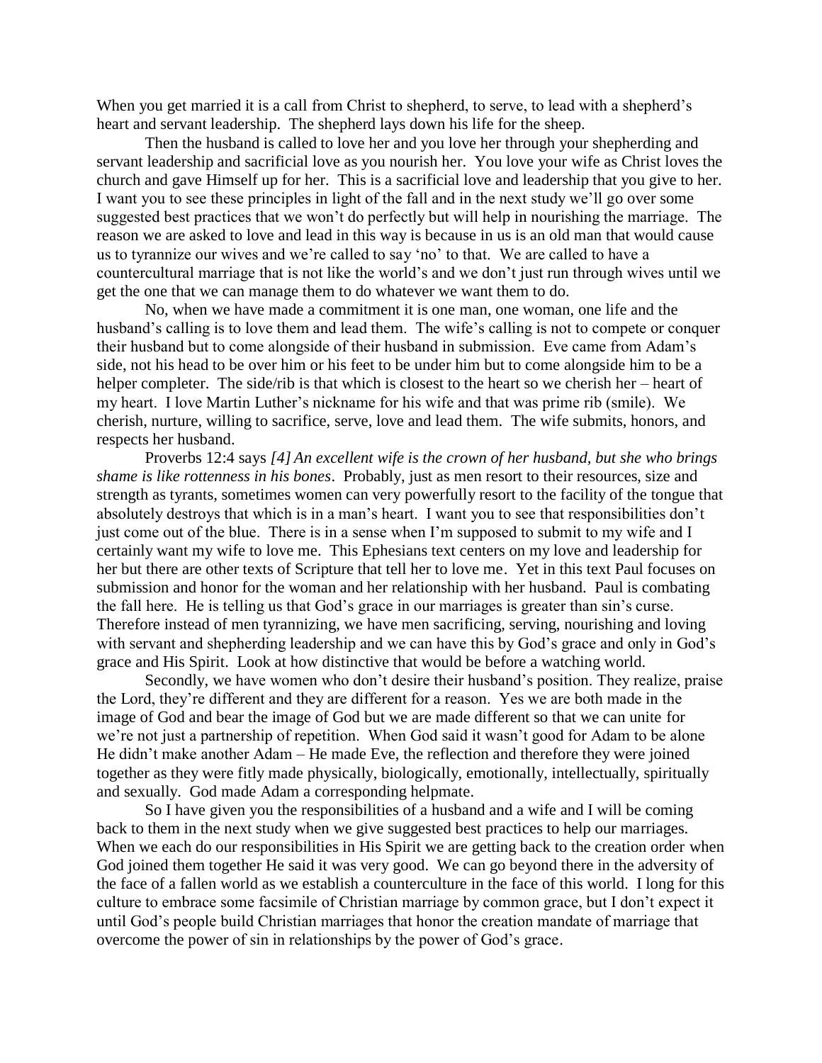When you get married it is a call from Christ to shepherd, to serve, to lead with a shepherd's heart and servant leadership. The shepherd lays down his life for the sheep.

Then the husband is called to love her and you love her through your shepherding and servant leadership and sacrificial love as you nourish her. You love your wife as Christ loves the church and gave Himself up for her. This is a sacrificial love and leadership that you give to her. I want you to see these principles in light of the fall and in the next study we'll go over some suggested best practices that we won't do perfectly but will help in nourishing the marriage. The reason we are asked to love and lead in this way is because in us is an old man that would cause us to tyrannize our wives and we're called to say 'no' to that. We are called to have a countercultural marriage that is not like the world's and we don't just run through wives until we get the one that we can manage them to do whatever we want them to do.

No, when we have made a commitment it is one man, one woman, one life and the husband's calling is to love them and lead them. The wife's calling is not to compete or conquer their husband but to come alongside of their husband in submission. Eve came from Adam's side, not his head to be over him or his feet to be under him but to come alongside him to be a helper completer. The side/rib is that which is closest to the heart so we cherish her – heart of my heart. I love Martin Luther's nickname for his wife and that was prime rib (smile). We cherish, nurture, willing to sacrifice, serve, love and lead them. The wife submits, honors, and respects her husband.

Proverbs 12:4 says *[4] An excellent wife is the crown of her husband, but she who brings shame is like rottenness in his bones*. Probably, just as men resort to their resources, size and strength as tyrants, sometimes women can very powerfully resort to the facility of the tongue that absolutely destroys that which is in a man's heart. I want you to see that responsibilities don't just come out of the blue. There is in a sense when I'm supposed to submit to my wife and I certainly want my wife to love me. This Ephesians text centers on my love and leadership for her but there are other texts of Scripture that tell her to love me. Yet in this text Paul focuses on submission and honor for the woman and her relationship with her husband. Paul is combating the fall here. He is telling us that God's grace in our marriages is greater than sin's curse. Therefore instead of men tyrannizing, we have men sacrificing, serving, nourishing and loving with servant and shepherding leadership and we can have this by God's grace and only in God's grace and His Spirit. Look at how distinctive that would be before a watching world.

Secondly, we have women who don't desire their husband's position. They realize, praise the Lord, they're different and they are different for a reason. Yes we are both made in the image of God and bear the image of God but we are made different so that we can unite for we're not just a partnership of repetition. When God said it wasn't good for Adam to be alone He didn't make another Adam – He made Eve, the reflection and therefore they were joined together as they were fitly made physically, biologically, emotionally, intellectually, spiritually and sexually. God made Adam a corresponding helpmate.

So I have given you the responsibilities of a husband and a wife and I will be coming back to them in the next study when we give suggested best practices to help our marriages. When we each do our responsibilities in His Spirit we are getting back to the creation order when God joined them together He said it was very good. We can go beyond there in the adversity of the face of a fallen world as we establish a counterculture in the face of this world. I long for this culture to embrace some facsimile of Christian marriage by common grace, but I don't expect it until God's people build Christian marriages that honor the creation mandate of marriage that overcome the power of sin in relationships by the power of God's grace.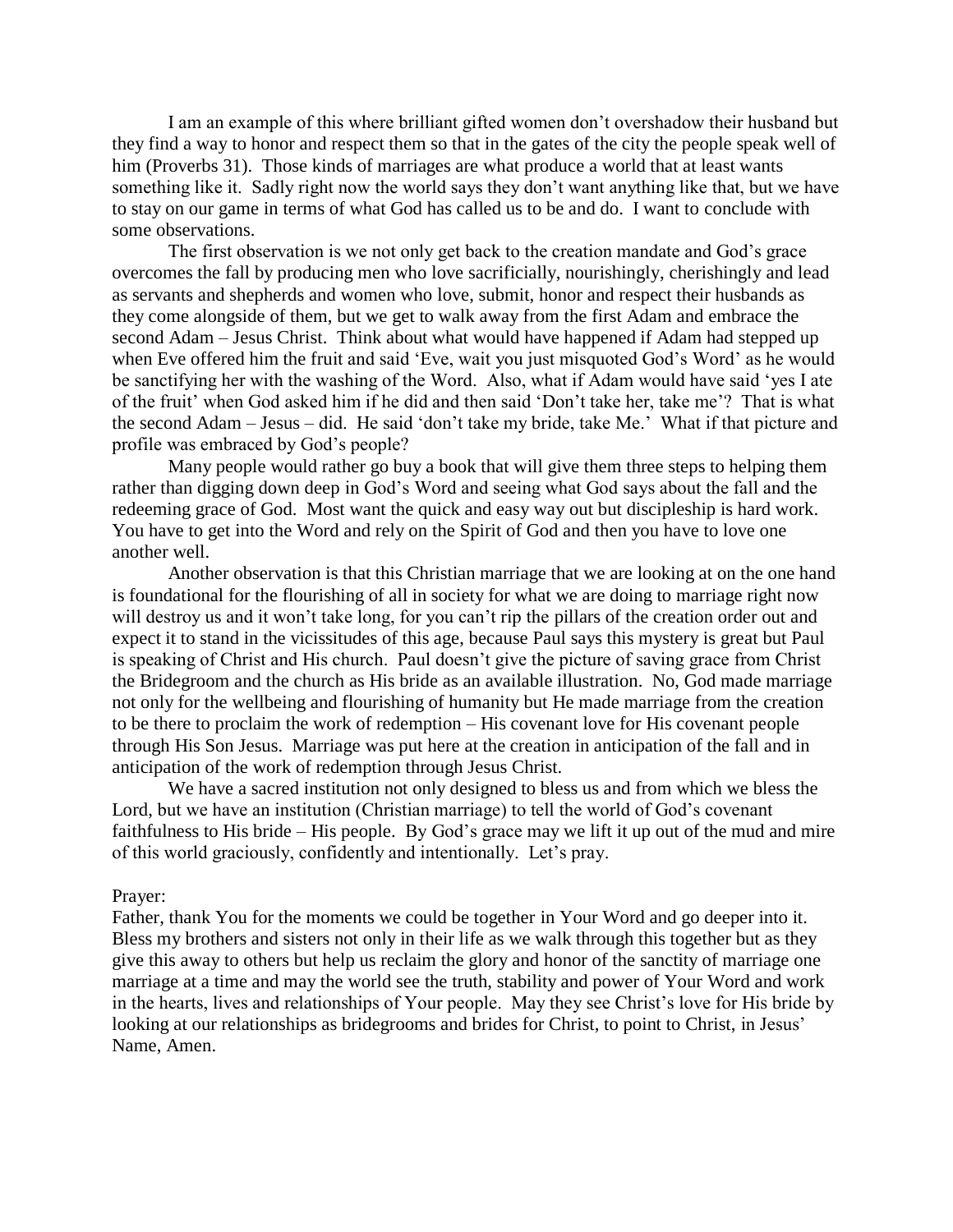I am an example of this where brilliant gifted women don't overshadow their husband but they find a way to honor and respect them so that in the gates of the city the people speak well of him (Proverbs 31). Those kinds of marriages are what produce a world that at least wants something like it. Sadly right now the world says they don't want anything like that, but we have to stay on our game in terms of what God has called us to be and do. I want to conclude with some observations.

The first observation is we not only get back to the creation mandate and God's grace overcomes the fall by producing men who love sacrificially, nourishingly, cherishingly and lead as servants and shepherds and women who love, submit, honor and respect their husbands as they come alongside of them, but we get to walk away from the first Adam and embrace the second Adam – Jesus Christ. Think about what would have happened if Adam had stepped up when Eve offered him the fruit and said 'Eve, wait you just misquoted God's Word' as he would be sanctifying her with the washing of the Word. Also, what if Adam would have said 'yes I ate of the fruit' when God asked him if he did and then said 'Don't take her, take me'? That is what the second Adam – Jesus – did. He said 'don't take my bride, take Me.' What if that picture and profile was embraced by God's people?

Many people would rather go buy a book that will give them three steps to helping them rather than digging down deep in God's Word and seeing what God says about the fall and the redeeming grace of God. Most want the quick and easy way out but discipleship is hard work. You have to get into the Word and rely on the Spirit of God and then you have to love one another well.

Another observation is that this Christian marriage that we are looking at on the one hand is foundational for the flourishing of all in society for what we are doing to marriage right now will destroy us and it won't take long, for you can't rip the pillars of the creation order out and expect it to stand in the vicissitudes of this age, because Paul says this mystery is great but Paul is speaking of Christ and His church. Paul doesn't give the picture of saving grace from Christ the Bridegroom and the church as His bride as an available illustration. No, God made marriage not only for the wellbeing and flourishing of humanity but He made marriage from the creation to be there to proclaim the work of redemption – His covenant love for His covenant people through His Son Jesus. Marriage was put here at the creation in anticipation of the fall and in anticipation of the work of redemption through Jesus Christ.

We have a sacred institution not only designed to bless us and from which we bless the Lord, but we have an institution (Christian marriage) to tell the world of God's covenant faithfulness to His bride – His people. By God's grace may we lift it up out of the mud and mire of this world graciously, confidently and intentionally. Let's pray.

Prayer:
Father, thank You for the moments we could be together in Your Word and go deeper into it. Bless my brothers and sisters not only in their life as we walk through this together but as they give this away to others but help us reclaim the glory and honor of the sanctity of marriage one marriage at a time and may the world see the truth, stability and power of Your Word and work in the hearts, lives and relationships of Your people. May they see Christ's love for His bride by looking at our relationships as bridegrooms and brides for Christ, to point to Christ, in Jesus' Name, Amen.